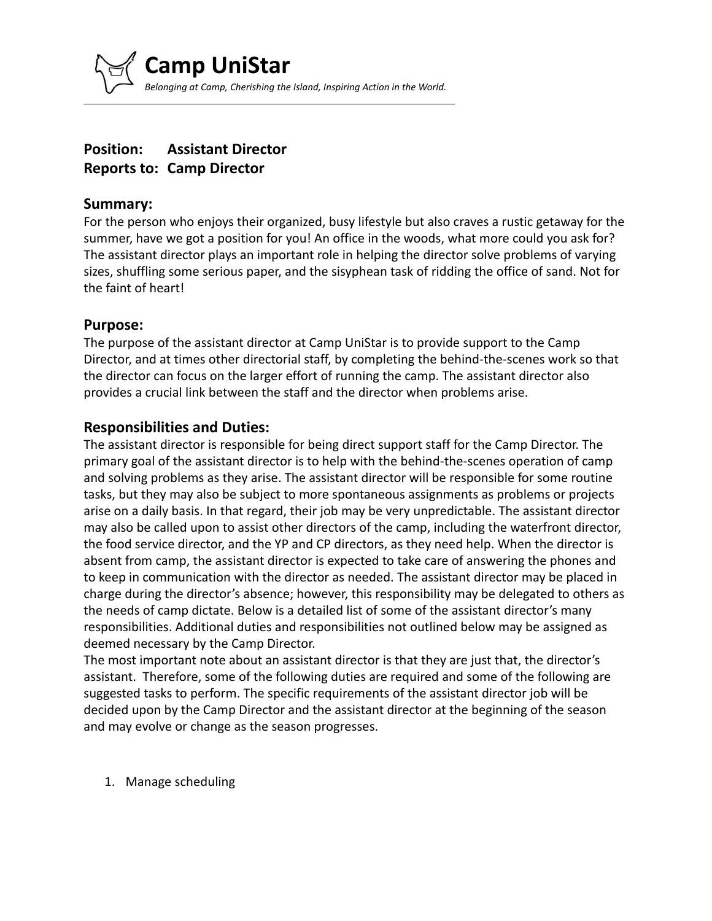# Camp UniStar

*Belonging at Camp, Cherishing the Island, Inspiring Action in the World.*

---

**Position: Assistant Director**
**Reports to: Camp Director**

## Summary:

For the person who enjoys their organized, busy lifestyle but also craves a rustic getaway for the summer, have we got a position for you! An office in the woods, what more could you ask for? The assistant director plays an important role in helping the director solve problems of varying sizes, shuffling some serious paper, and the sisyphean task of ridding the office of sand. Not for the faint of heart!

## Purpose:

The purpose of the assistant director at Camp UniStar is to provide support to the Camp Director, and at times other directorial staff, by completing the behind-the-scenes work so that the director can focus on the larger effort of running the camp. The assistant director also provides a crucial link between the staff and the director when problems arise.

## Responsibilities and Duties:

The assistant director is responsible for being direct support staff for the Camp Director. The primary goal of the assistant director is to help with the behind-the-scenes operation of camp and solving problems as they arise. The assistant director will be responsible for some routine tasks, but they may also be subject to more spontaneous assignments as problems or projects arise on a daily basis. In that regard, their job may be very unpredictable. The assistant director may also be called upon to assist other directors of the camp, including the waterfront director, the food service director, and the YP and CP directors, as they need help. When the director is absent from camp, the assistant director is expected to take care of answering the phones and to keep in communication with the director as needed. The assistant director may be placed in charge during the director's absence; however, this responsibility may be delegated to others as the needs of camp dictate. Below is a detailed list of some of the assistant director's many responsibilities. Additional duties and responsibilities not outlined below may be assigned as deemed necessary by the Camp Director.

The most important note about an assistant director is that they are just that, the director's assistant. Therefore, some of the following duties are required and some of the following are suggested tasks to perform. The specific requirements of the assistant director job will be decided upon by the Camp Director and the assistant director at the beginning of the season and may evolve or change as the season progresses.

1. Manage scheduling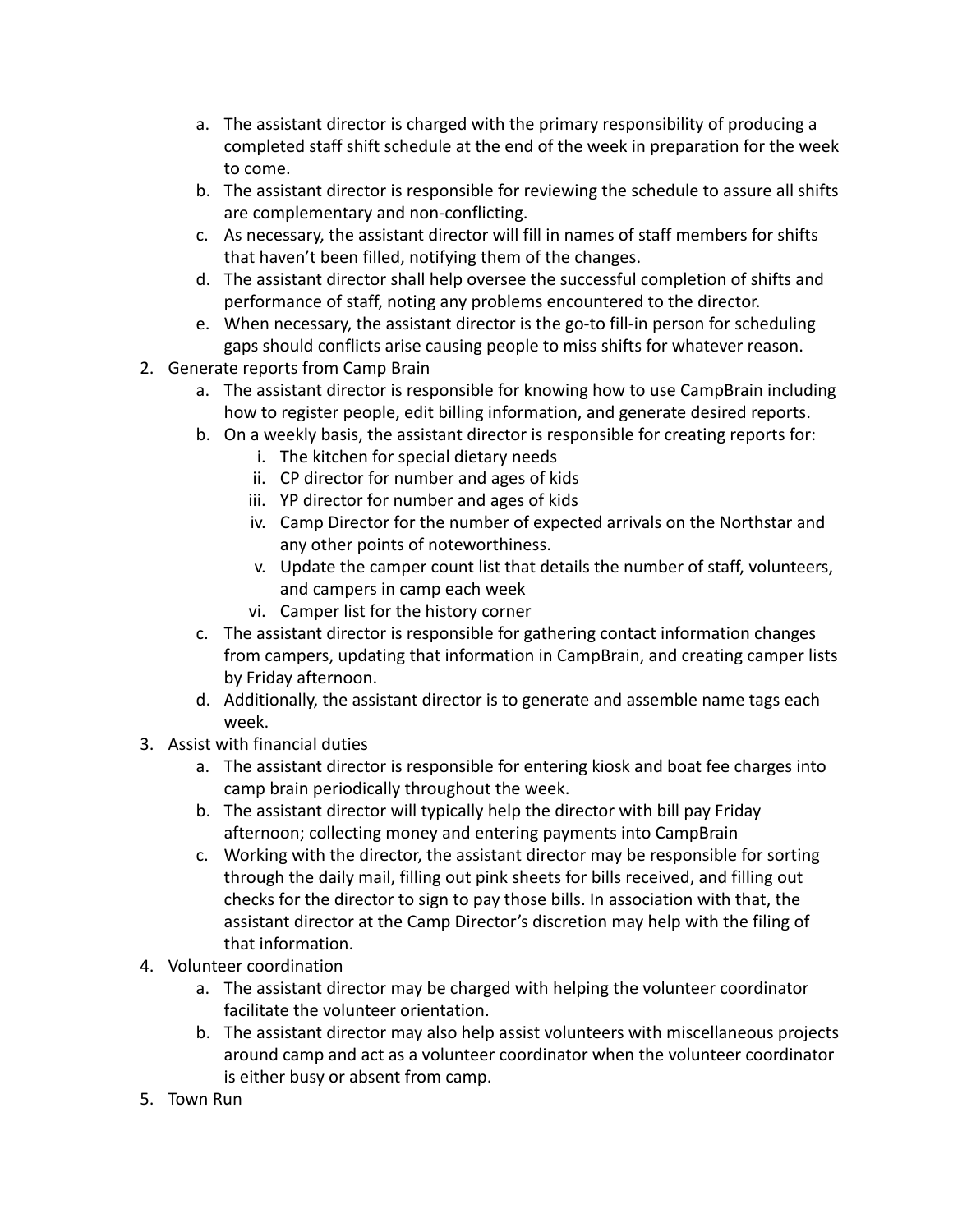a. The assistant director is charged with the primary responsibility of producing a completed staff shift schedule at the end of the week in preparation for the week to come.
   b. The assistant director is responsible for reviewing the schedule to assure all shifts are complementary and non-conflicting.
   c. As necessary, the assistant director will fill in names of staff members for shifts that haven't been filled, notifying them of the changes.
   d. The assistant director shall help oversee the successful completion of shifts and performance of staff, noting any problems encountered to the director.
   e. When necessary, the assistant director is the go-to fill-in person for scheduling gaps should conflicts arise causing people to miss shifts for whatever reason.

2. Generate reports from Camp Brain
   a. The assistant director is responsible for knowing how to use CampBrain including how to register people, edit billing information, and generate desired reports.
   b. On a weekly basis, the assistant director is responsible for creating reports for:
      i. The kitchen for special dietary needs
      ii. CP director for number and ages of kids
      iii. YP director for number and ages of kids
      iv. Camp Director for the number of expected arrivals on the Northstar and any other points of noteworthiness.
      v. Update the camper count list that details the number of staff, volunteers, and campers in camp each week
      vi. Camper list for the history corner
   c. The assistant director is responsible for gathering contact information changes from campers, updating that information in CampBrain, and creating camper lists by Friday afternoon.
   d. Additionally, the assistant director is to generate and assemble name tags each week.
3. Assist with financial duties
   a. The assistant director is responsible for entering kiosk and boat fee charges into camp brain periodically throughout the week.
   b. The assistant director will typically help the director with bill pay Friday afternoon; collecting money and entering payments into CampBrain
   c. Working with the director, the assistant director may be responsible for sorting through the daily mail, filling out pink sheets for bills received, and filling out checks for the director to sign to pay those bills. In association with that, the assistant director at the Camp Director's discretion may help with the filing of that information.
4. Volunteer coordination
   a. The assistant director may be charged with helping the volunteer coordinator facilitate the volunteer orientation.
   b. The assistant director may also help assist volunteers with miscellaneous projects around camp and act as a volunteer coordinator when the volunteer coordinator is either busy or absent from camp.
5. Town Run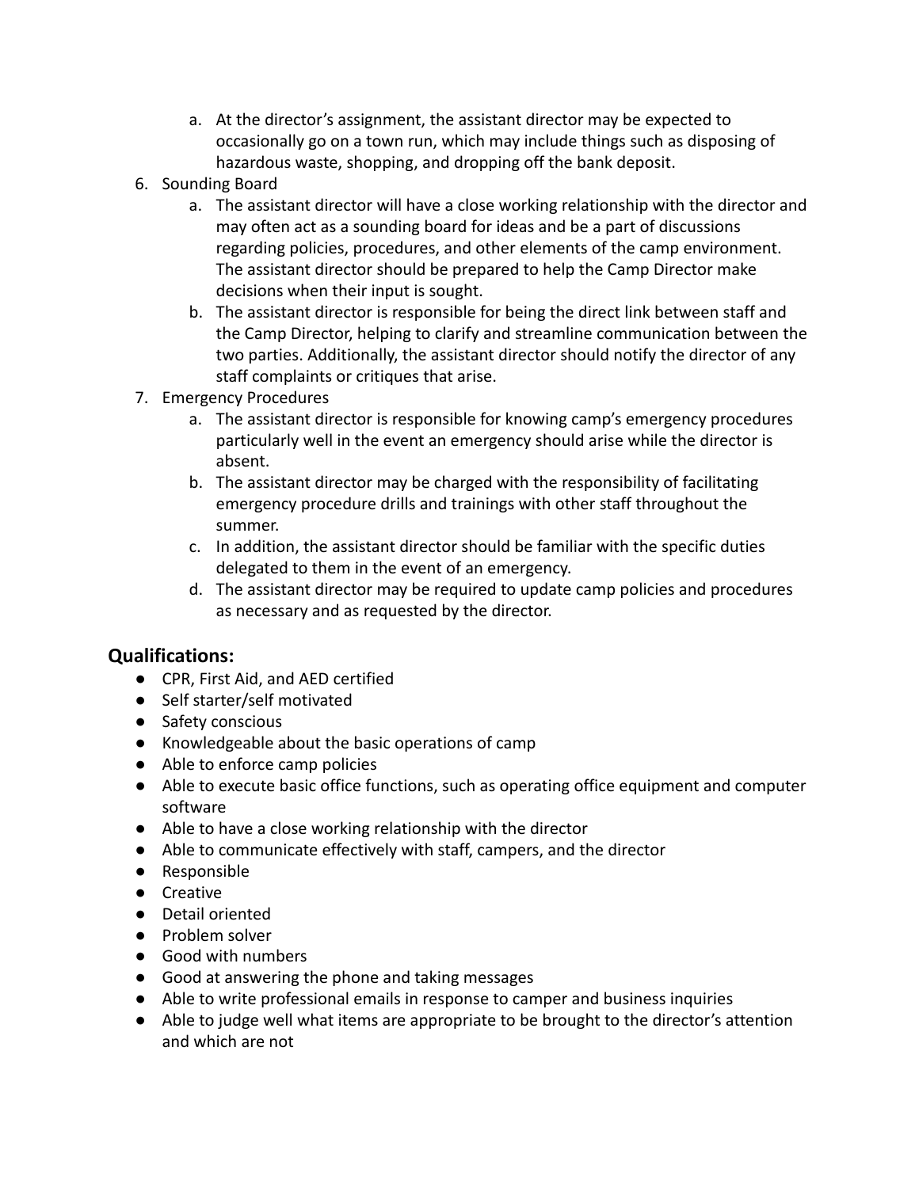a. At the director's assignment, the assistant director may be expected to occasionally go on a town run, which may include things such as disposing of hazardous waste, shopping, and dropping off the bank deposit.

6. Sounding Board
   a. The assistant director will have a close working relationship with the director and may often act as a sounding board for ideas and be a part of discussions regarding policies, procedures, and other elements of the camp environment. The assistant director should be prepared to help the Camp Director make decisions when their input is sought.
   b. The assistant director is responsible for being the direct link between staff and the Camp Director, helping to clarify and streamline communication between the two parties. Additionally, the assistant director should notify the director of any staff complaints or critiques that arise.
7. Emergency Procedures
   a. The assistant director is responsible for knowing camp's emergency procedures particularly well in the event an emergency should arise while the director is absent.
   b. The assistant director may be charged with the responsibility of facilitating emergency procedure drills and trainings with other staff throughout the summer.
   c. In addition, the assistant director should be familiar with the specific duties delegated to them in the event of an emergency.
   d. The assistant director may be required to update camp policies and procedures as necessary and as requested by the director.

## Qualifications:

- CPR, First Aid, and AED certified
- Self starter/self motivated
- Safety conscious
- Knowledgeable about the basic operations of camp
- Able to enforce camp policies
- Able to execute basic office functions, such as operating office equipment and computer software
- Able to have a close working relationship with the director
- Able to communicate effectively with staff, campers, and the director
- Responsible
- Creative
- Detail oriented
- Problem solver
- Good with numbers
- Good at answering the phone and taking messages
- Able to write professional emails in response to camper and business inquiries
- Able to judge well what items are appropriate to be brought to the director's attention and which are not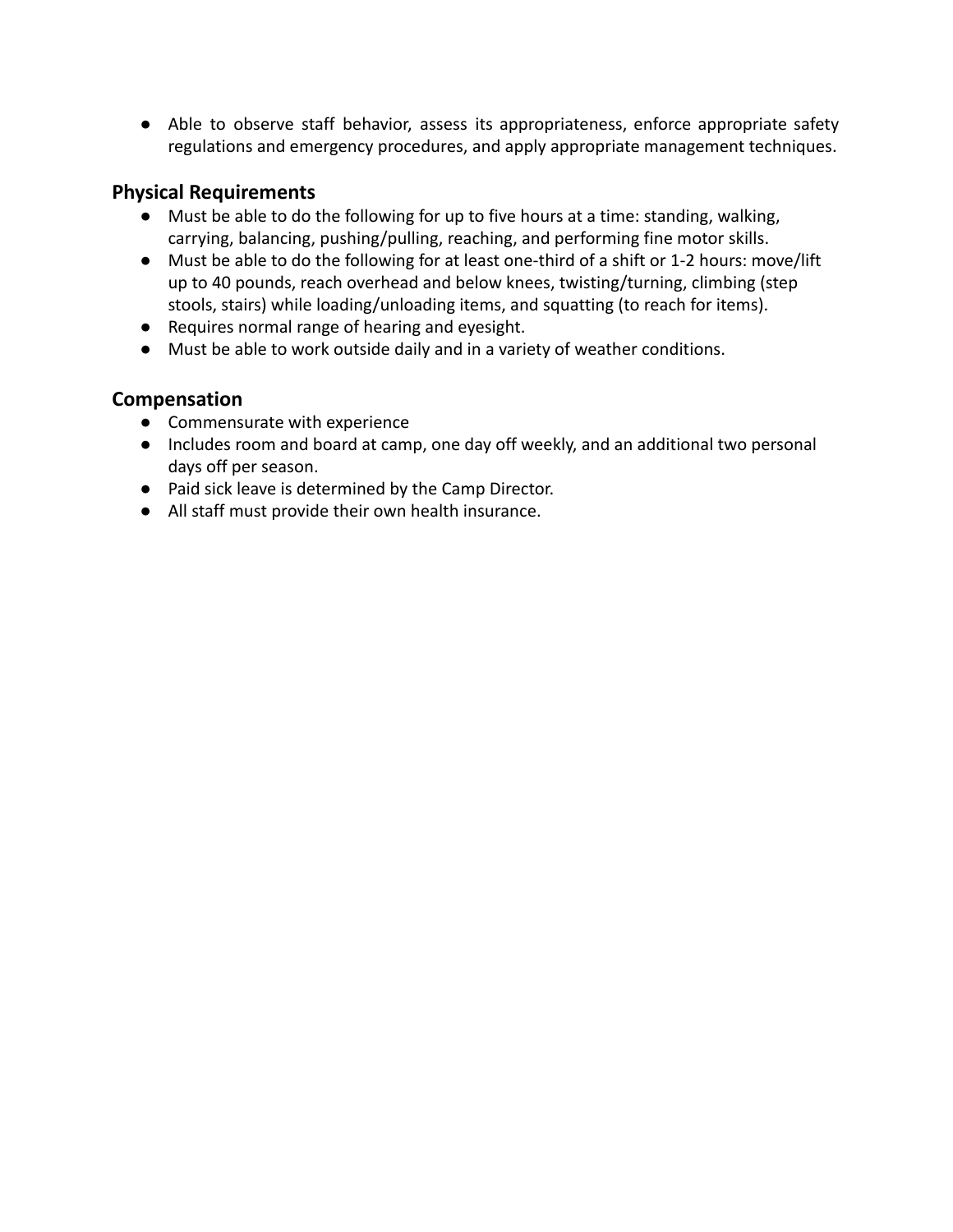- Able to observe staff behavior, assess its appropriateness, enforce appropriate safety regulations and emergency procedures, and apply appropriate management techniques.

## Physical Requirements

- Must be able to do the following for up to five hours at a time: standing, walking, carrying, balancing, pushing/pulling, reaching, and performing fine motor skills.
- Must be able to do the following for at least one-third of a shift or 1-2 hours: move/lift up to 40 pounds, reach overhead and below knees, twisting/turning, climbing (step stools, stairs) while loading/unloading items, and squatting (to reach for items).
- Requires normal range of hearing and eyesight.
- Must be able to work outside daily and in a variety of weather conditions.

## Compensation

- Commensurate with experience
- Includes room and board at camp, one day off weekly, and an additional two personal days off per season.
- Paid sick leave is determined by the Camp Director.
- All staff must provide their own health insurance.